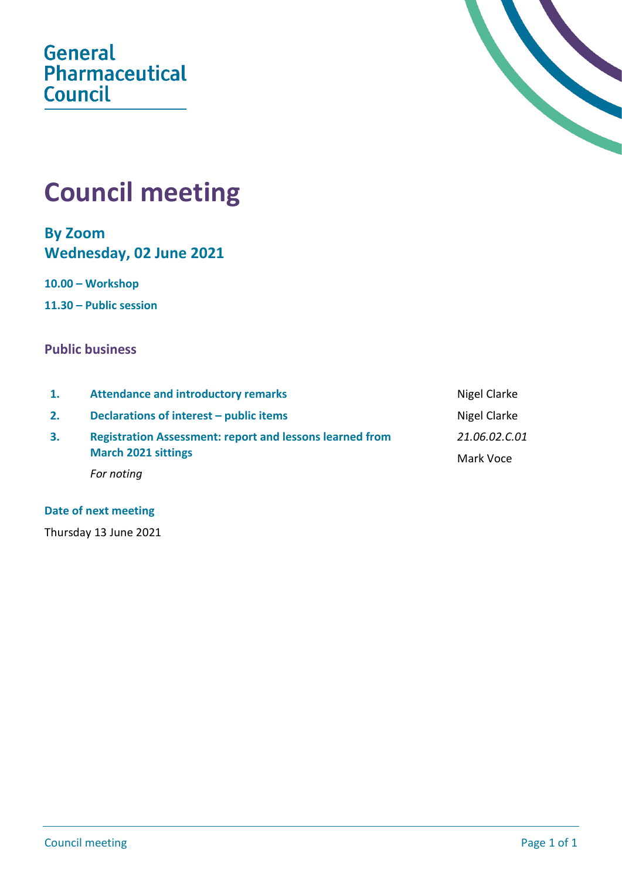General
Pharmaceutical
Council

# Council meeting

## By Zoom
## Wednesday, 02 June 2021

**10.00 – Workshop**

**11.30 – Public session**

### Public business

| | | |
|---|---|---|
| **1.** | **Attendance and introductory remarks** | Nigel Clarke |
| **2.** | **Declarations of interest – public items** | Nigel Clarke |
| **3.** | **Registration Assessment: report and lessons learned from March 2021 sittings**<br>*For noting* | *21.06.02.C.01*<br>Mark Voce |

**Date of next meeting**

Thursday 13 June 2021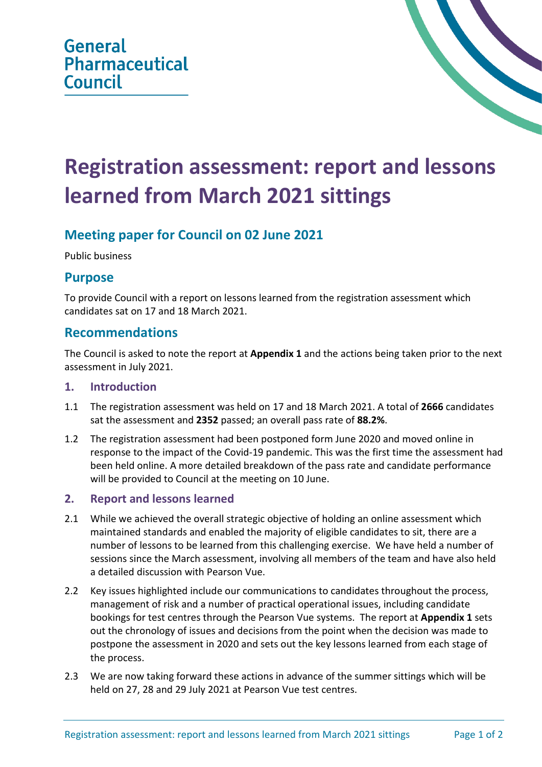General Pharmaceutical Council

# Registration assessment: report and lessons learned from March 2021 sittings

## Meeting paper for Council on 02 June 2021

Public business

## Purpose

To provide Council with a report on lessons learned from the registration assessment which candidates sat on 17 and 18 March 2021.

## Recommendations

The Council is asked to note the report at **Appendix 1** and the actions being taken prior to the next assessment in July 2021.

### 1. Introduction

1.1 The registration assessment was held on 17 and 18 March 2021. A total of **2666** candidates sat the assessment and **2352** passed; an overall pass rate of **88.2%**.

1.2 The registration assessment had been postponed form June 2020 and moved online in response to the impact of the Covid-19 pandemic. This was the first time the assessment had been held online. A more detailed breakdown of the pass rate and candidate performance will be provided to Council at the meeting on 10 June.

### 2. Report and lessons learned

2.1 While we achieved the overall strategic objective of holding an online assessment which maintained standards and enabled the majority of eligible candidates to sit, there are a number of lessons to be learned from this challenging exercise. We have held a number of sessions since the March assessment, involving all members of the team and have also held a detailed discussion with Pearson Vue.

2.2 Key issues highlighted include our communications to candidates throughout the process, management of risk and a number of practical operational issues, including candidate bookings for test centres through the Pearson Vue systems. The report at **Appendix 1** sets out the chronology of issues and decisions from the point when the decision was made to postpone the assessment in 2020 and sets out the key lessons learned from each stage of the process.

2.3 We are now taking forward these actions in advance of the summer sittings which will be held on 27, 28 and 29 July 2021 at Pearson Vue test centres.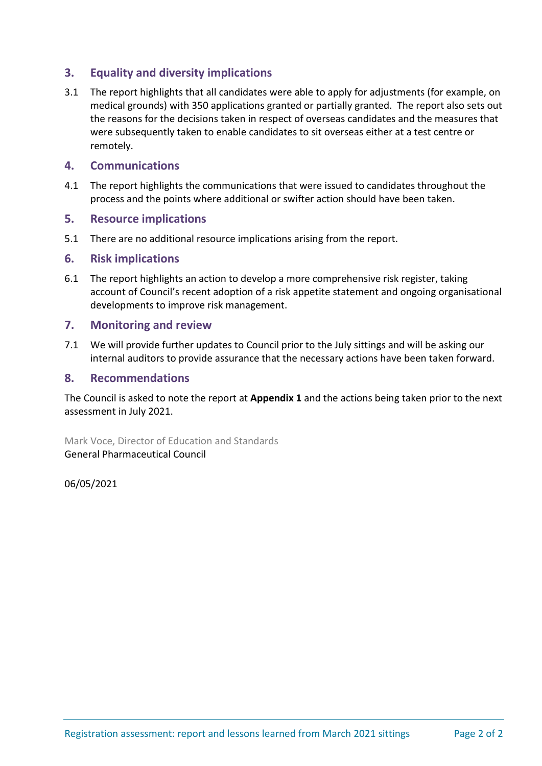## 3. Equality and diversity implications

3.1 The report highlights that all candidates were able to apply for adjustments (for example, on medical grounds) with 350 applications granted or partially granted. The report also sets out the reasons for the decisions taken in respect of overseas candidates and the measures that were subsequently taken to enable candidates to sit overseas either at a test centre or remotely.

## 4. Communications

4.1 The report highlights the communications that were issued to candidates throughout the process and the points where additional or swifter action should have been taken.

## 5. Resource implications

5.1 There are no additional resource implications arising from the report.

## 6. Risk implications

6.1 The report highlights an action to develop a more comprehensive risk register, taking account of Council's recent adoption of a risk appetite statement and ongoing organisational developments to improve risk management.

## 7. Monitoring and review

7.1 We will provide further updates to Council prior to the July sittings and will be asking our internal auditors to provide assurance that the necessary actions have been taken forward.

## 8. Recommendations

The Council is asked to note the report at **Appendix 1** and the actions being taken prior to the next assessment in July 2021.

Mark Voce, Director of Education and Standards
General Pharmaceutical Council

06/05/2021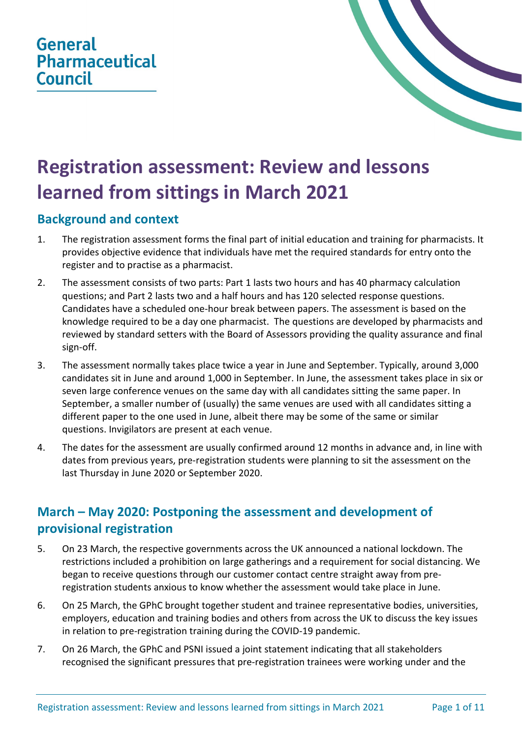General Pharmaceutical Council

# Registration assessment: Review and lessons learned from sittings in March 2021

## Background and context

1. The registration assessment forms the final part of initial education and training for pharmacists. It provides objective evidence that individuals have met the required standards for entry onto the register and to practise as a pharmacist.
2. The assessment consists of two parts: Part 1 lasts two hours and has 40 pharmacy calculation questions; and Part 2 lasts two and a half hours and has 120 selected response questions. Candidates have a scheduled one-hour break between papers. The assessment is based on the knowledge required to be a day one pharmacist. The questions are developed by pharmacists and reviewed by standard setters with the Board of Assessors providing the quality assurance and final sign-off.
3. The assessment normally takes place twice a year in June and September. Typically, around 3,000 candidates sit in June and around 1,000 in September. In June, the assessment takes place in six or seven large conference venues on the same day with all candidates sitting the same paper. In September, a smaller number of (usually) the same venues are used with all candidates sitting a different paper to the one used in June, albeit there may be some of the same or similar questions. Invigilators are present at each venue.
4. The dates for the assessment are usually confirmed around 12 months in advance and, in line with dates from previous years, pre-registration students were planning to sit the assessment on the last Thursday in June 2020 or September 2020.

## March – May 2020: Postponing the assessment and development of provisional registration

5. On 23 March, the respective governments across the UK announced a national lockdown. The restrictions included a prohibition on large gatherings and a requirement for social distancing. We began to receive questions through our customer contact centre straight away from pre-registration students anxious to know whether the assessment would take place in June.
6. On 25 March, the GPhC brought together student and trainee representative bodies, universities, employers, education and training bodies and others from across the UK to discuss the key issues in relation to pre-registration training during the COVID-19 pandemic.
7. On 26 March, the GPhC and PSNI issued a joint statement indicating that all stakeholders recognised the significant pressures that pre-registration trainees were working under and the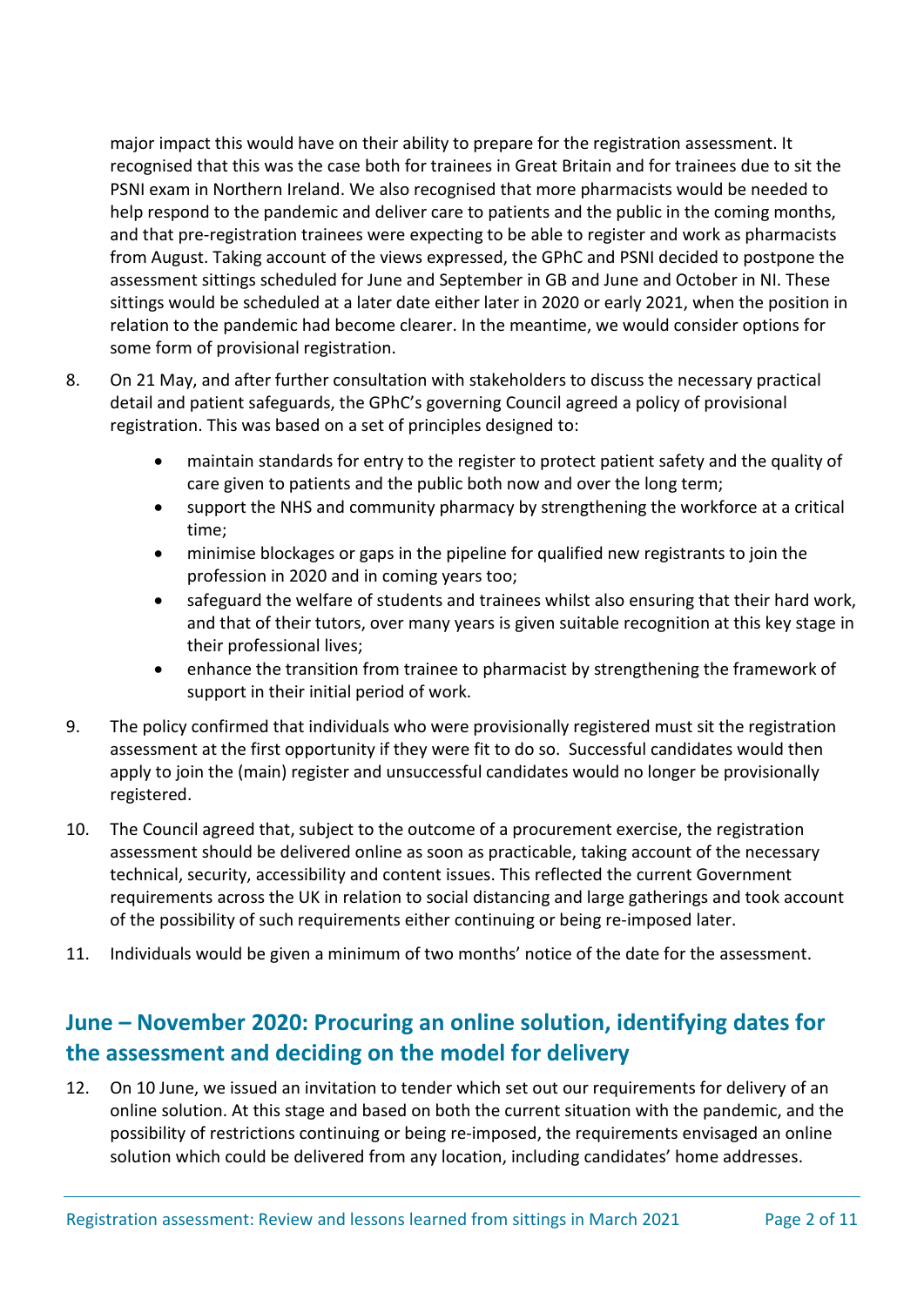major impact this would have on their ability to prepare for the registration assessment. It recognised that this was the case both for trainees in Great Britain and for trainees due to sit the PSNI exam in Northern Ireland. We also recognised that more pharmacists would be needed to help respond to the pandemic and deliver care to patients and the public in the coming months, and that pre-registration trainees were expecting to be able to register and work as pharmacists from August. Taking account of the views expressed, the GPhC and PSNI decided to postpone the assessment sittings scheduled for June and September in GB and June and October in NI. These sittings would be scheduled at a later date either later in 2020 or early 2021, when the position in relation to the pandemic had become clearer. In the meantime, we would consider options for some form of provisional registration.

8. On 21 May, and after further consultation with stakeholders to discuss the necessary practical detail and patient safeguards, the GPhC's governing Council agreed a policy of provisional registration. This was based on a set of principles designed to:

    - maintain standards for entry to the register to protect patient safety and the quality of care given to patients and the public both now and over the long term;
    - support the NHS and community pharmacy by strengthening the workforce at a critical time;
    - minimise blockages or gaps in the pipeline for qualified new registrants to join the profession in 2020 and in coming years too;
    - safeguard the welfare of students and trainees whilst also ensuring that their hard work, and that of their tutors, over many years is given suitable recognition at this key stage in their professional lives;
    - enhance the transition from trainee to pharmacist by strengthening the framework of support in their initial period of work.

9. The policy confirmed that individuals who were provisionally registered must sit the registration assessment at the first opportunity if they were fit to do so. Successful candidates would then apply to join the (main) register and unsuccessful candidates would no longer be provisionally registered.

10. The Council agreed that, subject to the outcome of a procurement exercise, the registration assessment should be delivered online as soon as practicable, taking account of the necessary technical, security, accessibility and content issues. This reflected the current Government requirements across the UK in relation to social distancing and large gatherings and took account of the possibility of such requirements either continuing or being re-imposed later.

11. Individuals would be given a minimum of two months' notice of the date for the assessment.

## June – November 2020: Procuring an online solution, identifying dates for the assessment and deciding on the model for delivery

12. On 10 June, we issued an invitation to tender which set out our requirements for delivery of an online solution. At this stage and based on both the current situation with the pandemic, and the possibility of restrictions continuing or being re-imposed, the requirements envisaged an online solution which could be delivered from any location, including candidates' home addresses.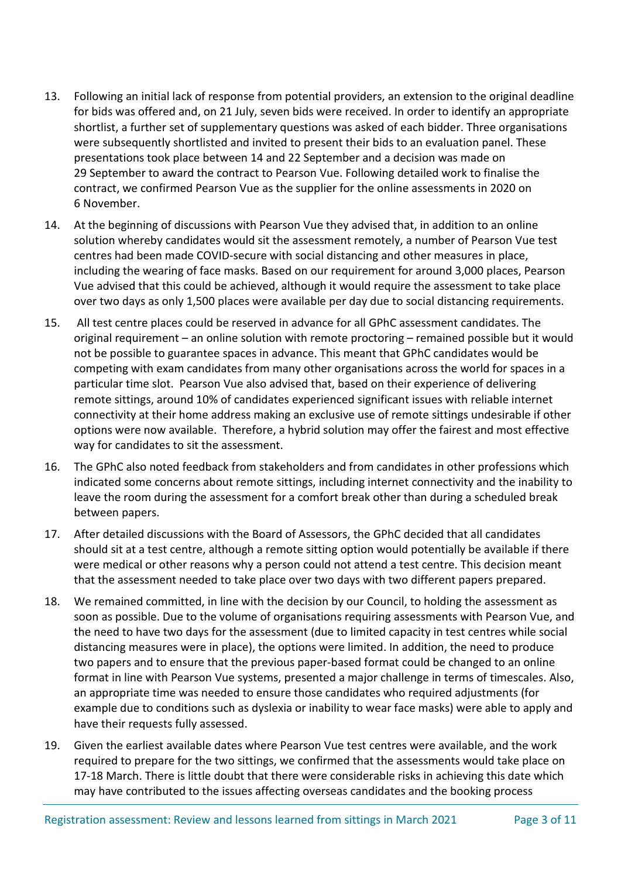13. Following an initial lack of response from potential providers, an extension to the original deadline for bids was offered and, on 21 July, seven bids were received. In order to identify an appropriate shortlist, a further set of supplementary questions was asked of each bidder. Three organisations were subsequently shortlisted and invited to present their bids to an evaluation panel. These presentations took place between 14 and 22 September and a decision was made on 29 September to award the contract to Pearson Vue. Following detailed work to finalise the contract, we confirmed Pearson Vue as the supplier for the online assessments in 2020 on 6 November.

14. At the beginning of discussions with Pearson Vue they advised that, in addition to an online solution whereby candidates would sit the assessment remotely, a number of Pearson Vue test centres had been made COVID-secure with social distancing and other measures in place, including the wearing of face masks. Based on our requirement for around 3,000 places, Pearson Vue advised that this could be achieved, although it would require the assessment to take place over two days as only 1,500 places were available per day due to social distancing requirements.

15. All test centre places could be reserved in advance for all GPhC assessment candidates. The original requirement – an online solution with remote proctoring – remained possible but it would not be possible to guarantee spaces in advance. This meant that GPhC candidates would be competing with exam candidates from many other organisations across the world for spaces in a particular time slot. Pearson Vue also advised that, based on their experience of delivering remote sittings, around 10% of candidates experienced significant issues with reliable internet connectivity at their home address making an exclusive use of remote sittings undesirable if other options were now available. Therefore, a hybrid solution may offer the fairest and most effective way for candidates to sit the assessment.

16. The GPhC also noted feedback from stakeholders and from candidates in other professions which indicated some concerns about remote sittings, including internet connectivity and the inability to leave the room during the assessment for a comfort break other than during a scheduled break between papers.

17. After detailed discussions with the Board of Assessors, the GPhC decided that all candidates should sit at a test centre, although a remote sitting option would potentially be available if there were medical or other reasons why a person could not attend a test centre. This decision meant that the assessment needed to take place over two days with two different papers prepared.

18. We remained committed, in line with the decision by our Council, to holding the assessment as soon as possible. Due to the volume of organisations requiring assessments with Pearson Vue, and the need to have two days for the assessment (due to limited capacity in test centres while social distancing measures were in place), the options were limited. In addition, the need to produce two papers and to ensure that the previous paper-based format could be changed to an online format in line with Pearson Vue systems, presented a major challenge in terms of timescales. Also, an appropriate time was needed to ensure those candidates who required adjustments (for example due to conditions such as dyslexia or inability to wear face masks) were able to apply and have their requests fully assessed.

19. Given the earliest available dates where Pearson Vue test centres were available, and the work required to prepare for the two sittings, we confirmed that the assessments would take place on 17-18 March. There is little doubt that there were considerable risks in achieving this date which may have contributed to the issues affecting overseas candidates and the booking process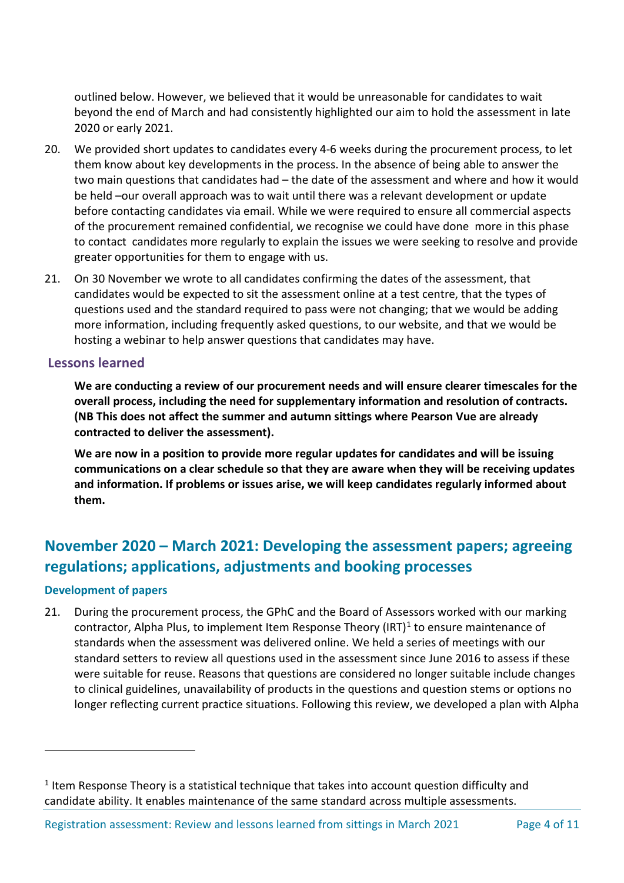outlined below. However, we believed that it would be unreasonable for candidates to wait beyond the end of March and had consistently highlighted our aim to hold the assessment in late 2020 or early 2021.

20. We provided short updates to candidates every 4-6 weeks during the procurement process, to let them know about key developments in the process. In the absence of being able to answer the two main questions that candidates had – the date of the assessment and where and how it would be held –our overall approach was to wait until there was a relevant development or update before contacting candidates via email. While we were required to ensure all commercial aspects of the procurement remained confidential, we recognise we could have done more in this phase to contact candidates more regularly to explain the issues we were seeking to resolve and provide greater opportunities for them to engage with us.

21. On 30 November we wrote to all candidates confirming the dates of the assessment, that candidates would be expected to sit the assessment online at a test centre, that the types of questions used and the standard required to pass were not changing; that we would be adding more information, including frequently asked questions, to our website, and that we would be hosting a webinar to help answer questions that candidates may have.

### Lessons learned

**We are conducting a review of our procurement needs and will ensure clearer timescales for the overall process, including the need for supplementary information and resolution of contracts. (NB This does not affect the summer and autumn sittings where Pearson Vue are already contracted to deliver the assessment).**

**We are now in a position to provide more regular updates for candidates and will be issuing communications on a clear schedule so that they are aware when they will be receiving updates and information. If problems or issues arise, we will keep candidates regularly informed about them.**

## November 2020 – March 2021: Developing the assessment papers; agreeing regulations; applications, adjustments and booking processes

#### Development of papers

21. During the procurement process, the GPhC and the Board of Assessors worked with our marking contractor, Alpha Plus, to implement Item Response Theory (IRT)[1] to ensure maintenance of standards when the assessment was delivered online. We held a series of meetings with our standard setters to review all questions used in the assessment since June 2016 to assess if these were suitable for reuse. Reasons that questions are considered no longer suitable include changes to clinical guidelines, unavailability of products in the questions and question stems or options no longer reflecting current practice situations. Following this review, we developed a plan with Alpha

[1] Item Response Theory is a statistical technique that takes into account question difficulty and candidate ability. It enables maintenance of the same standard across multiple assessments.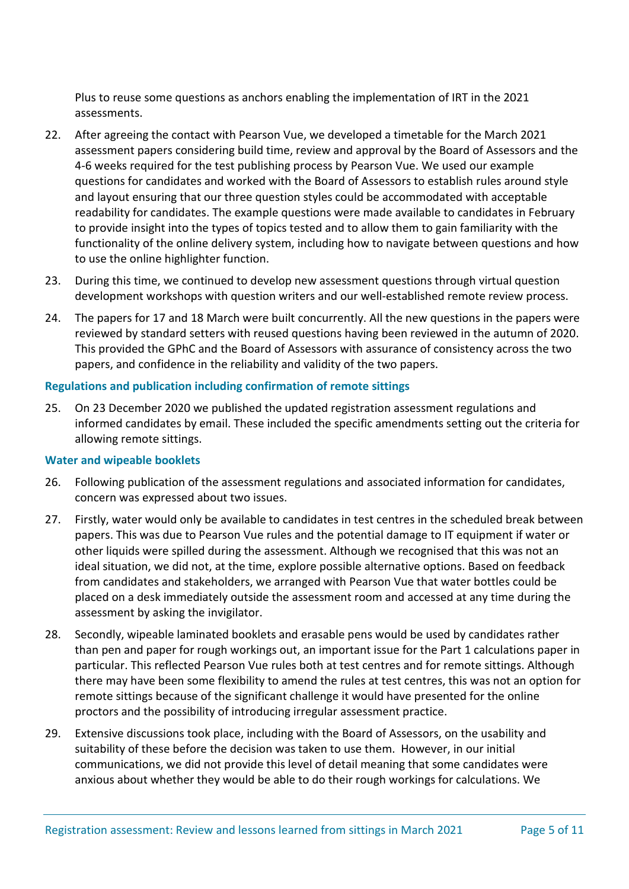Plus to reuse some questions as anchors enabling the implementation of IRT in the 2021 assessments.

22. After agreeing the contact with Pearson Vue, we developed a timetable for the March 2021 assessment papers considering build time, review and approval by the Board of Assessors and the 4-6 weeks required for the test publishing process by Pearson Vue. We used our example questions for candidates and worked with the Board of Assessors to establish rules around style and layout ensuring that our three question styles could be accommodated with acceptable readability for candidates. The example questions were made available to candidates in February to provide insight into the types of topics tested and to allow them to gain familiarity with the functionality of the online delivery system, including how to navigate between questions and how to use the online highlighter function.

23. During this time, we continued to develop new assessment questions through virtual question development workshops with question writers and our well-established remote review process.

24. The papers for 17 and 18 March were built concurrently. All the new questions in the papers were reviewed by standard setters with reused questions having been reviewed in the autumn of 2020. This provided the GPhC and the Board of Assessors with assurance of consistency across the two papers, and confidence in the reliability and validity of the two papers.

### Regulations and publication including confirmation of remote sittings

25. On 23 December 2020 we published the updated registration assessment regulations and informed candidates by email. These included the specific amendments setting out the criteria for allowing remote sittings.

### Water and wipeable booklets

26. Following publication of the assessment regulations and associated information for candidates, concern was expressed about two issues.

27. Firstly, water would only be available to candidates in test centres in the scheduled break between papers. This was due to Pearson Vue rules and the potential damage to IT equipment if water or other liquids were spilled during the assessment. Although we recognised that this was not an ideal situation, we did not, at the time, explore possible alternative options. Based on feedback from candidates and stakeholders, we arranged with Pearson Vue that water bottles could be placed on a desk immediately outside the assessment room and accessed at any time during the assessment by asking the invigilator.

28. Secondly, wipeable laminated booklets and erasable pens would be used by candidates rather than pen and paper for rough workings out, an important issue for the Part 1 calculations paper in particular. This reflected Pearson Vue rules both at test centres and for remote sittings. Although there may have been some flexibility to amend the rules at test centres, this was not an option for remote sittings because of the significant challenge it would have presented for the online proctors and the possibility of introducing irregular assessment practice.

29. Extensive discussions took place, including with the Board of Assessors, on the usability and suitability of these before the decision was taken to use them. However, in our initial communications, we did not provide this level of detail meaning that some candidates were anxious about whether they would be able to do their rough workings for calculations. We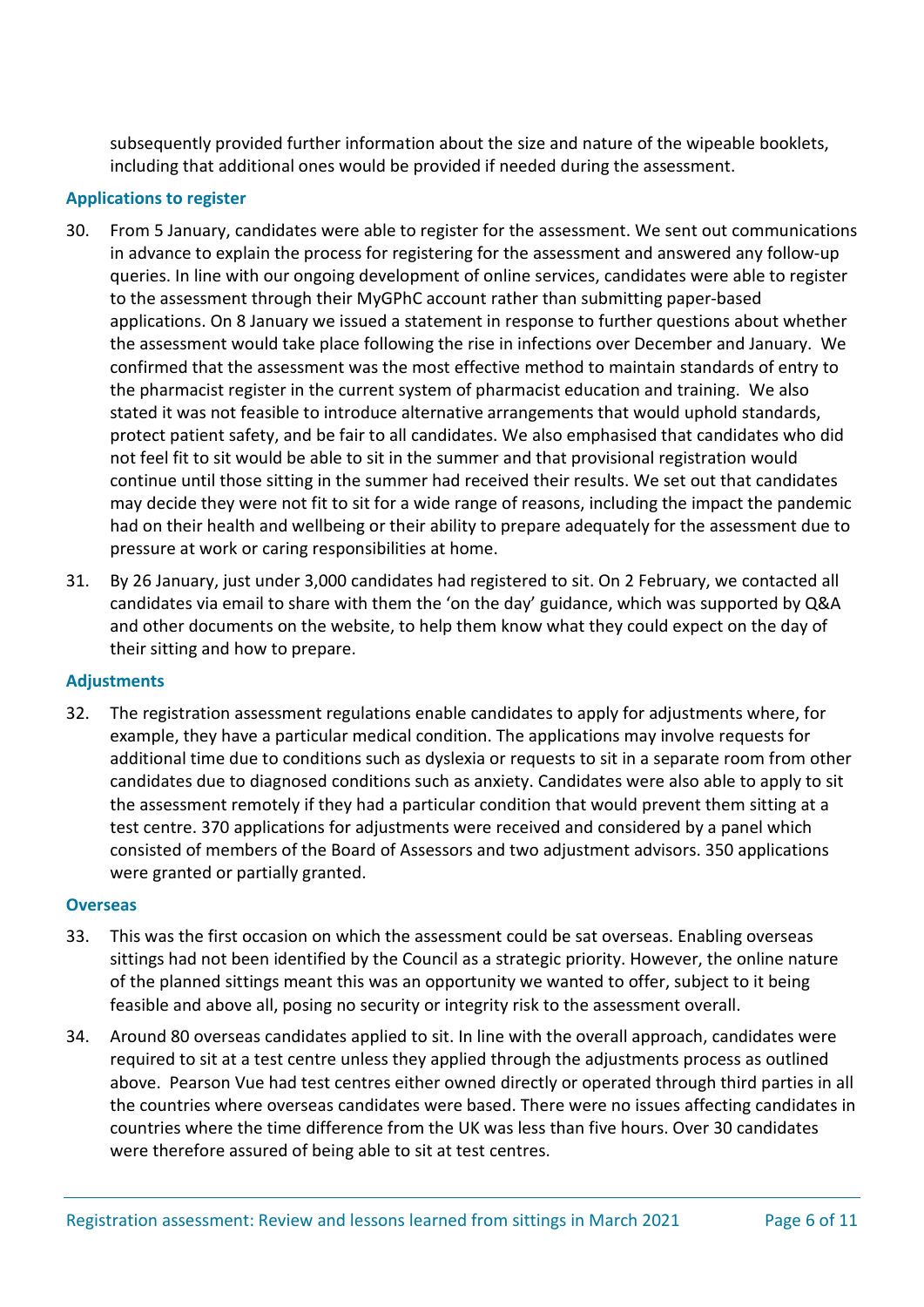subsequently provided further information about the size and nature of the wipeable booklets, including that additional ones would be provided if needed during the assessment.

### Applications to register

30. From 5 January, candidates were able to register for the assessment. We sent out communications in advance to explain the process for registering for the assessment and answered any follow-up queries. In line with our ongoing development of online services, candidates were able to register to the assessment through their MyGPhC account rather than submitting paper-based applications. On 8 January we issued a statement in response to further questions about whether the assessment would take place following the rise in infections over December and January. We confirmed that the assessment was the most effective method to maintain standards of entry to the pharmacist register in the current system of pharmacist education and training. We also stated it was not feasible to introduce alternative arrangements that would uphold standards, protect patient safety, and be fair to all candidates. We also emphasised that candidates who did not feel fit to sit would be able to sit in the summer and that provisional registration would continue until those sitting in the summer had received their results. We set out that candidates may decide they were not fit to sit for a wide range of reasons, including the impact the pandemic had on their health and wellbeing or their ability to prepare adequately for the assessment due to pressure at work or caring responsibilities at home.

31. By 26 January, just under 3,000 candidates had registered to sit. On 2 February, we contacted all candidates via email to share with them the 'on the day' guidance, which was supported by Q&A and other documents on the website, to help them know what they could expect on the day of their sitting and how to prepare.

### Adjustments

32. The registration assessment regulations enable candidates to apply for adjustments where, for example, they have a particular medical condition. The applications may involve requests for additional time due to conditions such as dyslexia or requests to sit in a separate room from other candidates due to diagnosed conditions such as anxiety. Candidates were also able to apply to sit the assessment remotely if they had a particular condition that would prevent them sitting at a test centre. 370 applications for adjustments were received and considered by a panel which consisted of members of the Board of Assessors and two adjustment advisors. 350 applications were granted or partially granted.

### Overseas

33. This was the first occasion on which the assessment could be sat overseas. Enabling overseas sittings had not been identified by the Council as a strategic priority. However, the online nature of the planned sittings meant this was an opportunity we wanted to offer, subject to it being feasible and above all, posing no security or integrity risk to the assessment overall.

34. Around 80 overseas candidates applied to sit. In line with the overall approach, candidates were required to sit at a test centre unless they applied through the adjustments process as outlined above. Pearson Vue had test centres either owned directly or operated through third parties in all the countries where overseas candidates were based. There were no issues affecting candidates in countries where the time difference from the UK was less than five hours. Over 30 candidates were therefore assured of being able to sit at test centres.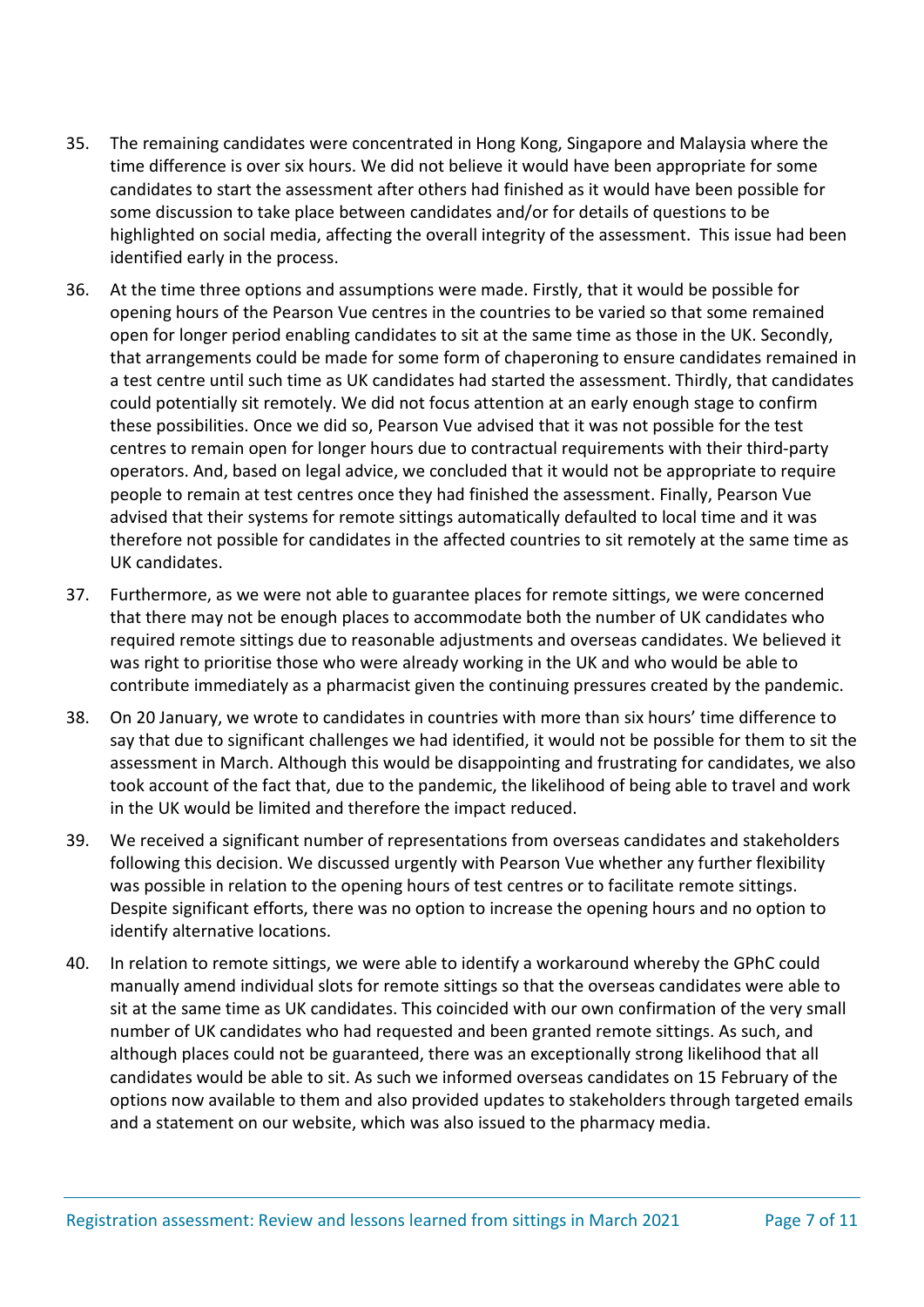35. The remaining candidates were concentrated in Hong Kong, Singapore and Malaysia where the time difference is over six hours. We did not believe it would have been appropriate for some candidates to start the assessment after others had finished as it would have been possible for some discussion to take place between candidates and/or for details of questions to be highlighted on social media, affecting the overall integrity of the assessment. This issue had been identified early in the process.

36. At the time three options and assumptions were made. Firstly, that it would be possible for opening hours of the Pearson Vue centres in the countries to be varied so that some remained open for longer period enabling candidates to sit at the same time as those in the UK. Secondly, that arrangements could be made for some form of chaperoning to ensure candidates remained in a test centre until such time as UK candidates had started the assessment. Thirdly, that candidates could potentially sit remotely. We did not focus attention at an early enough stage to confirm these possibilities. Once we did so, Pearson Vue advised that it was not possible for the test centres to remain open for longer hours due to contractual requirements with their third-party operators. And, based on legal advice, we concluded that it would not be appropriate to require people to remain at test centres once they had finished the assessment. Finally, Pearson Vue advised that their systems for remote sittings automatically defaulted to local time and it was therefore not possible for candidates in the affected countries to sit remotely at the same time as UK candidates.

37. Furthermore, as we were not able to guarantee places for remote sittings, we were concerned that there may not be enough places to accommodate both the number of UK candidates who required remote sittings due to reasonable adjustments and overseas candidates. We believed it was right to prioritise those who were already working in the UK and who would be able to contribute immediately as a pharmacist given the continuing pressures created by the pandemic.

38. On 20 January, we wrote to candidates in countries with more than six hours' time difference to say that due to significant challenges we had identified, it would not be possible for them to sit the assessment in March. Although this would be disappointing and frustrating for candidates, we also took account of the fact that, due to the pandemic, the likelihood of being able to travel and work in the UK would be limited and therefore the impact reduced.

39. We received a significant number of representations from overseas candidates and stakeholders following this decision. We discussed urgently with Pearson Vue whether any further flexibility was possible in relation to the opening hours of test centres or to facilitate remote sittings. Despite significant efforts, there was no option to increase the opening hours and no option to identify alternative locations.

40. In relation to remote sittings, we were able to identify a workaround whereby the GPhC could manually amend individual slots for remote sittings so that the overseas candidates were able to sit at the same time as UK candidates. This coincided with our own confirmation of the very small number of UK candidates who had requested and been granted remote sittings. As such, and although places could not be guaranteed, there was an exceptionally strong likelihood that all candidates would be able to sit. As such we informed overseas candidates on 15 February of the options now available to them and also provided updates to stakeholders through targeted emails and a statement on our website, which was also issued to the pharmacy media.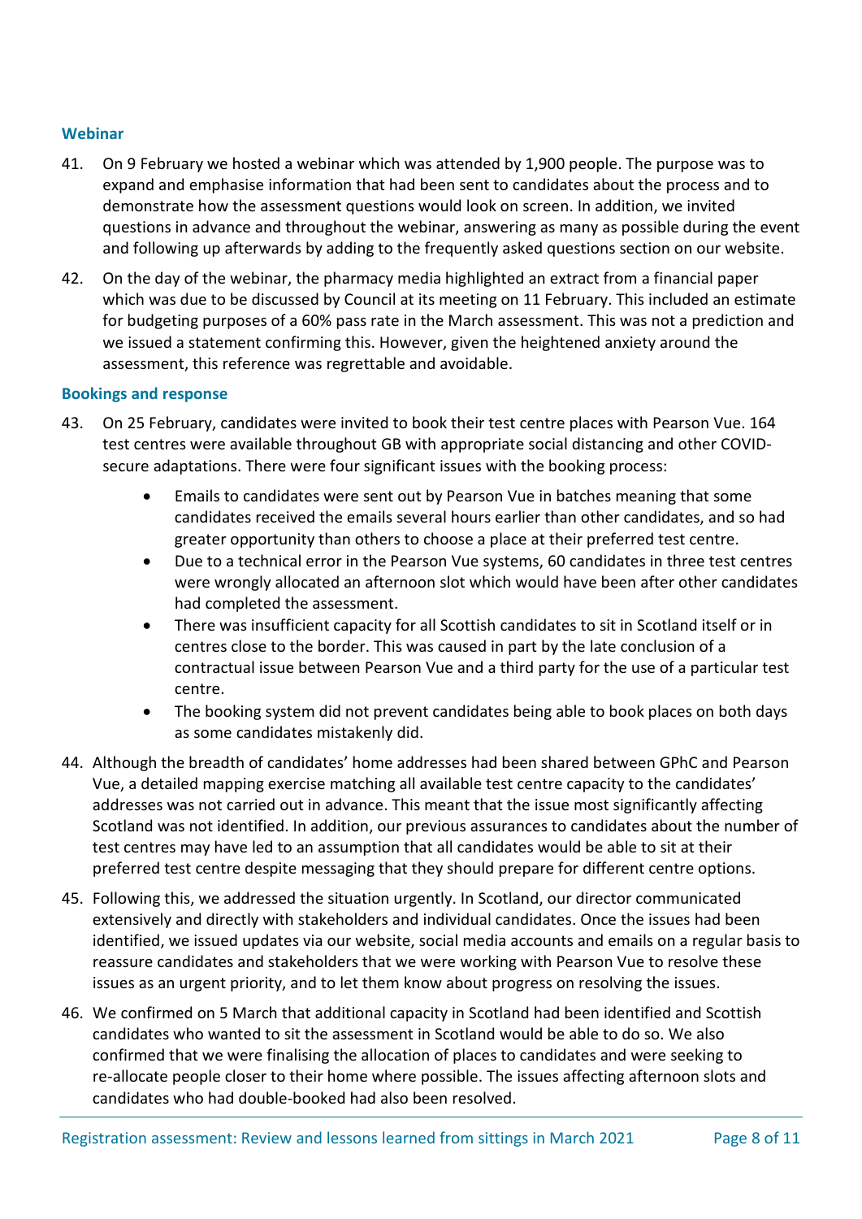### Webinar

41. On 9 February we hosted a webinar which was attended by 1,900 people. The purpose was to expand and emphasise information that had been sent to candidates about the process and to demonstrate how the assessment questions would look on screen. In addition, we invited questions in advance and throughout the webinar, answering as many as possible during the event and following up afterwards by adding to the frequently asked questions section on our website.

42. On the day of the webinar, the pharmacy media highlighted an extract from a financial paper which was due to be discussed by Council at its meeting on 11 February. This included an estimate for budgeting purposes of a 60% pass rate in the March assessment. This was not a prediction and we issued a statement confirming this. However, given the heightened anxiety around the assessment, this reference was regrettable and avoidable.

### Bookings and response

43. On 25 February, candidates were invited to book their test centre places with Pearson Vue. 164 test centres were available throughout GB with appropriate social distancing and other COVID-secure adaptations. There were four significant issues with the booking process:

    - Emails to candidates were sent out by Pearson Vue in batches meaning that some candidates received the emails several hours earlier than other candidates, and so had greater opportunity than others to choose a place at their preferred test centre.
    - Due to a technical error in the Pearson Vue systems, 60 candidates in three test centres were wrongly allocated an afternoon slot which would have been after other candidates had completed the assessment.
    - There was insufficient capacity for all Scottish candidates to sit in Scotland itself or in centres close to the border. This was caused in part by the late conclusion of a contractual issue between Pearson Vue and a third party for the use of a particular test centre.
    - The booking system did not prevent candidates being able to book places on both days as some candidates mistakenly did.

44. Although the breadth of candidates' home addresses had been shared between GPhC and Pearson Vue, a detailed mapping exercise matching all available test centre capacity to the candidates' addresses was not carried out in advance. This meant that the issue most significantly affecting Scotland was not identified. In addition, our previous assurances to candidates about the number of test centres may have led to an assumption that all candidates would be able to sit at their preferred test centre despite messaging that they should prepare for different centre options.

45. Following this, we addressed the situation urgently. In Scotland, our director communicated extensively and directly with stakeholders and individual candidates. Once the issues had been identified, we issued updates via our website, social media accounts and emails on a regular basis to reassure candidates and stakeholders that we were working with Pearson Vue to resolve these issues as an urgent priority, and to let them know about progress on resolving the issues.

46. We confirmed on 5 March that additional capacity in Scotland had been identified and Scottish candidates who wanted to sit the assessment in Scotland would be able to do so. We also confirmed that we were finalising the allocation of places to candidates and were seeking to re-allocate people closer to their home where possible. The issues affecting afternoon slots and candidates who had double-booked had also been resolved.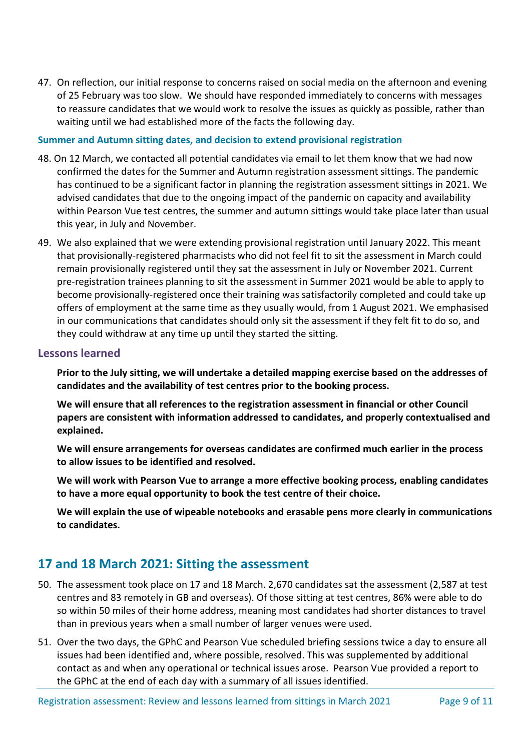47. On reflection, our initial response to concerns raised on social media on the afternoon and evening of 25 February was too slow. We should have responded immediately to concerns with messages to reassure candidates that we would work to resolve the issues as quickly as possible, rather than waiting until we had established more of the facts the following day.

#### Summer and Autumn sitting dates, and decision to extend provisional registration

48. On 12 March, we contacted all potential candidates via email to let them know that we had now confirmed the dates for the Summer and Autumn registration assessment sittings. The pandemic has continued to be a significant factor in planning the registration assessment sittings in 2021. We advised candidates that due to the ongoing impact of the pandemic on capacity and availability within Pearson Vue test centres, the summer and autumn sittings would take place later than usual this year, in July and November.

49. We also explained that we were extending provisional registration until January 2022. This meant that provisionally-registered pharmacists who did not feel fit to sit the assessment in March could remain provisionally registered until they sat the assessment in July or November 2021. Current pre-registration trainees planning to sit the assessment in Summer 2021 would be able to apply to become provisionally-registered once their training was satisfactorily completed and could take up offers of employment at the same time as they usually would, from 1 August 2021. We emphasised in our communications that candidates should only sit the assessment if they felt fit to do so, and they could withdraw at any time up until they started the sitting.

### Lessons learned

**Prior to the July sitting, we will undertake a detailed mapping exercise based on the addresses of candidates and the availability of test centres prior to the booking process.**

**We will ensure that all references to the registration assessment in financial or other Council papers are consistent with information addressed to candidates, and properly contextualised and explained.**

**We will ensure arrangements for overseas candidates are confirmed much earlier in the process to allow issues to be identified and resolved.**

**We will work with Pearson Vue to arrange a more effective booking process, enabling candidates to have a more equal opportunity to book the test centre of their choice.**

**We will explain the use of wipeable notebooks and erasable pens more clearly in communications to candidates.**

## 17 and 18 March 2021: Sitting the assessment

50. The assessment took place on 17 and 18 March. 2,670 candidates sat the assessment (2,587 at test centres and 83 remotely in GB and overseas). Of those sitting at test centres, 86% were able to do so within 50 miles of their home address, meaning most candidates had shorter distances to travel than in previous years when a small number of larger venues were used.

51. Over the two days, the GPhC and Pearson Vue scheduled briefing sessions twice a day to ensure all issues had been identified and, where possible, resolved. This was supplemented by additional contact as and when any operational or technical issues arose. Pearson Vue provided a report to the GPhC at the end of each day with a summary of all issues identified.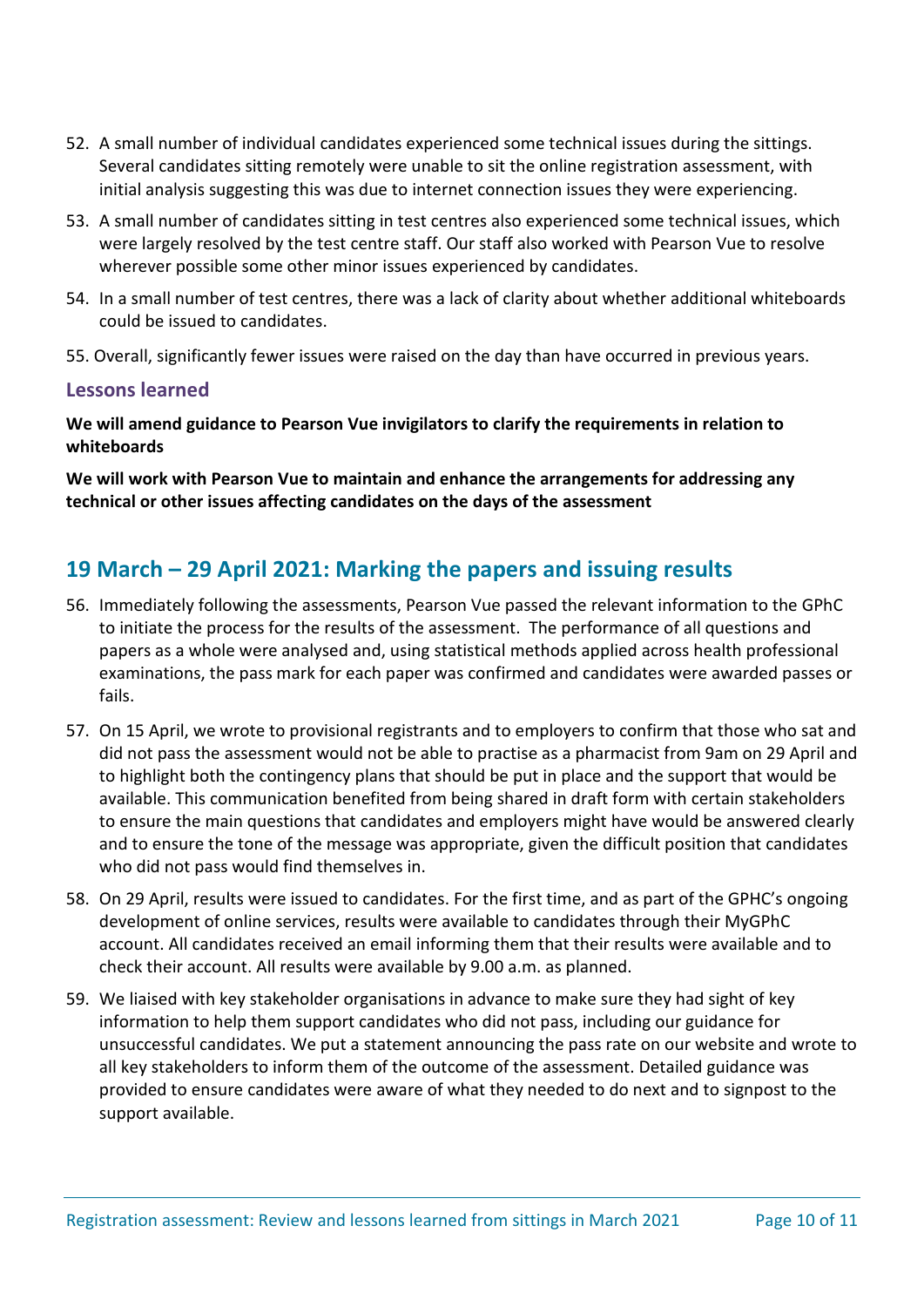52. A small number of individual candidates experienced some technical issues during the sittings. Several candidates sitting remotely were unable to sit the online registration assessment, with initial analysis suggesting this was due to internet connection issues they were experiencing.

53. A small number of candidates sitting in test centres also experienced some technical issues, which were largely resolved by the test centre staff. Our staff also worked with Pearson Vue to resolve wherever possible some other minor issues experienced by candidates.

54. In a small number of test centres, there was a lack of clarity about whether additional whiteboards could be issued to candidates.

55. Overall, significantly fewer issues were raised on the day than have occurred in previous years.

### Lessons learned

**We will amend guidance to Pearson Vue invigilators to clarify the requirements in relation to whiteboards**

**We will work with Pearson Vue to maintain and enhance the arrangements for addressing any technical or other issues affecting candidates on the days of the assessment**

## 19 March – 29 April 2021: Marking the papers and issuing results

56. Immediately following the assessments, Pearson Vue passed the relevant information to the GPhC to initiate the process for the results of the assessment. The performance of all questions and papers as a whole were analysed and, using statistical methods applied across health professional examinations, the pass mark for each paper was confirmed and candidates were awarded passes or fails.

57. On 15 April, we wrote to provisional registrants and to employers to confirm that those who sat and did not pass the assessment would not be able to practise as a pharmacist from 9am on 29 April and to highlight both the contingency plans that should be put in place and the support that would be available. This communication benefited from being shared in draft form with certain stakeholders to ensure the main questions that candidates and employers might have would be answered clearly and to ensure the tone of the message was appropriate, given the difficult position that candidates who did not pass would find themselves in.

58. On 29 April, results were issued to candidates. For the first time, and as part of the GPHC's ongoing development of online services, results were available to candidates through their MyGPhC account. All candidates received an email informing them that their results were available and to check their account. All results were available by 9.00 a.m. as planned.

59. We liaised with key stakeholder organisations in advance to make sure they had sight of key information to help them support candidates who did not pass, including our guidance for unsuccessful candidates. We put a statement announcing the pass rate on our website and wrote to all key stakeholders to inform them of the outcome of the assessment. Detailed guidance was provided to ensure candidates were aware of what they needed to do next and to signpost to the support available.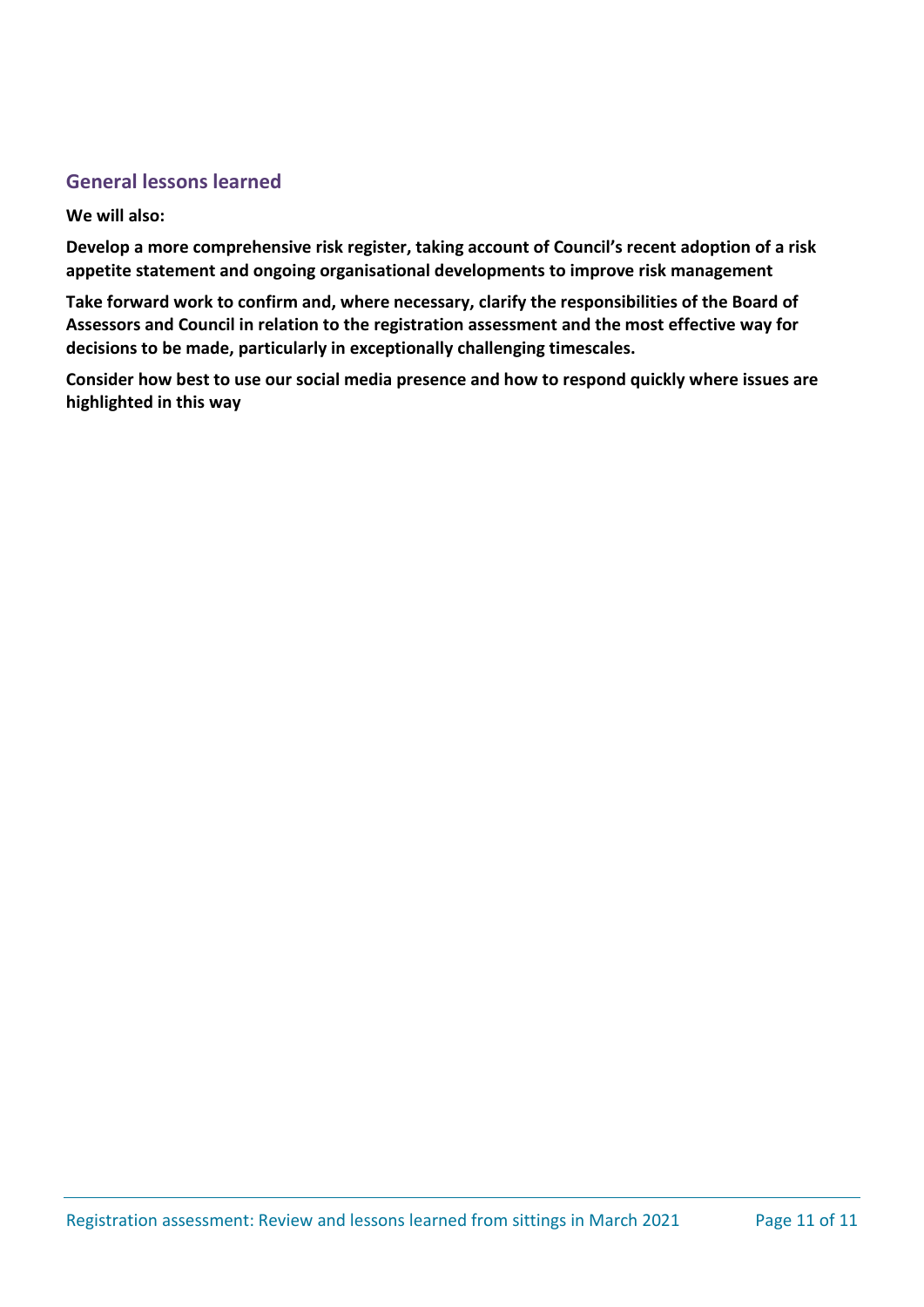## General lessons learned

**We will also:**

**Develop a more comprehensive risk register, taking account of Council's recent adoption of a risk appetite statement and ongoing organisational developments to improve risk management**

**Take forward work to confirm and, where necessary, clarify the responsibilities of the Board of Assessors and Council in relation to the registration assessment and the most effective way for decisions to be made, particularly in exceptionally challenging timescales.**

**Consider how best to use our social media presence and how to respond quickly where issues are highlighted in this way**